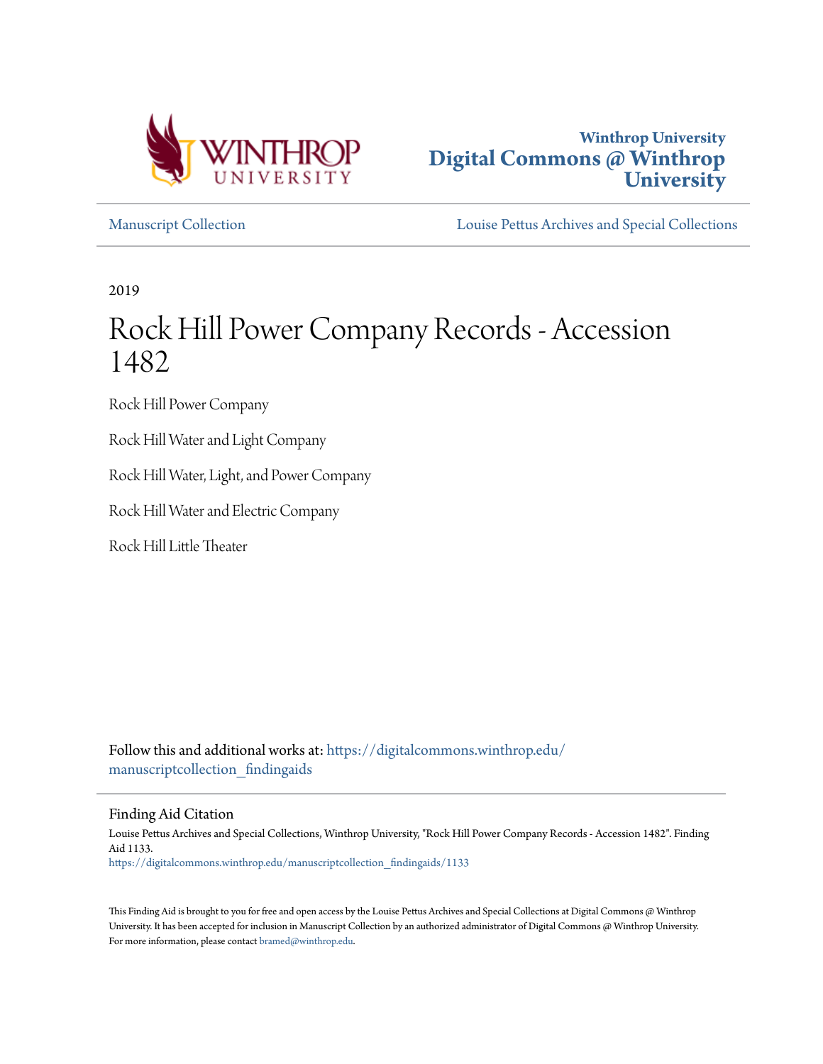Winthrop University
**Digital Commons @ Winthrop University**

Manuscript Collection | Louise Pettus Archives and Special Collections

2019

# Rock Hill Power Company Records - Accession 1482

Rock Hill Power Company

Rock Hill Water and Light Company

Rock Hill Water, Light, and Power Company

Rock Hill Water and Electric Company

Rock Hill Little Theater

Follow this and additional works at: https://digitalcommons.winthrop.edu/manuscriptcollection_findingaids

## Finding Aid Citation

Louise Pettus Archives and Special Collections, Winthrop University, "Rock Hill Power Company Records - Accession 1482". Finding Aid 1133.
https://digitalcommons.winthrop.edu/manuscriptcollection_findingaids/1133

This Finding Aid is brought to you for free and open access by the Louise Pettus Archives and Special Collections at Digital Commons @ Winthrop University. It has been accepted for inclusion in Manuscript Collection by an authorized administrator of Digital Commons @ Winthrop University. For more information, please contact bramed@winthrop.edu.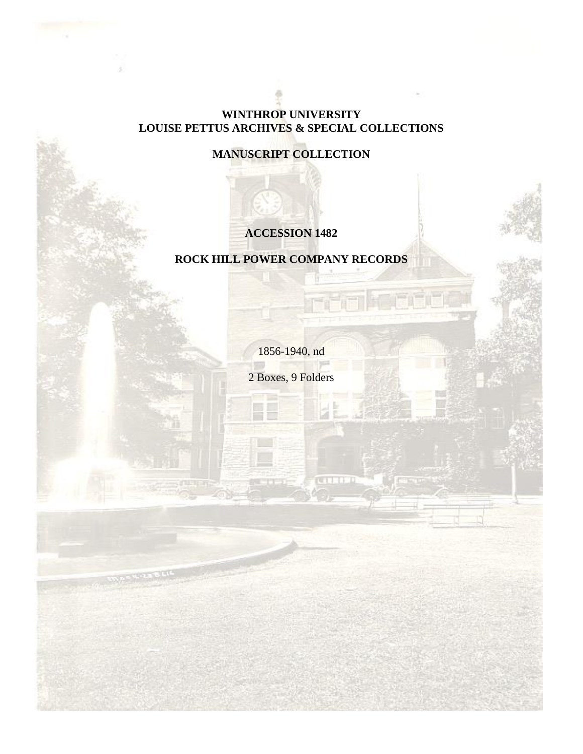**WINTHROP UNIVERSITY**
**LOUISE PETTUS ARCHIVES & SPECIAL COLLECTIONS**

**MANUSCRIPT COLLECTION**

**ACCESSION 1482**

**ROCK HILL POWER COMPANY RECORDS**

1856-1940, nd

2 Boxes, 9 Folders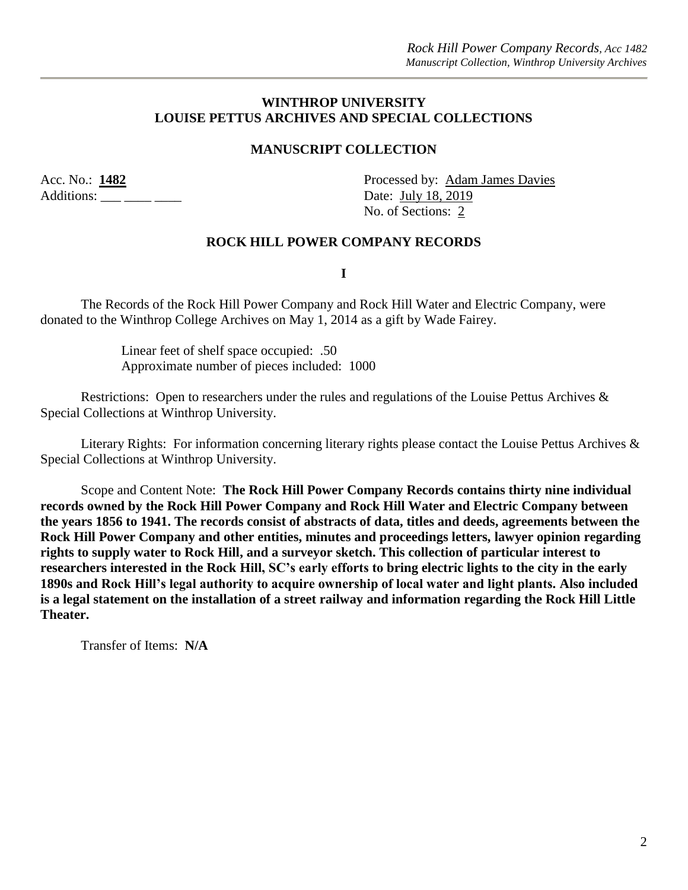**WINTHROP UNIVERSITY**
**LOUISE PETTUS ARCHIVES AND SPECIAL COLLECTIONS**

**MANUSCRIPT COLLECTION**

Acc. No.: **1482**
Additions: ___ ____ ____

Processed by: Adam James Davies
Date: July 18, 2019
No. of Sections: 2

## ROCK HILL POWER COMPANY RECORDS

**I**

The Records of the Rock Hill Power Company and Rock Hill Water and Electric Company, were donated to the Winthrop College Archives on May 1, 2014 as a gift by Wade Fairey.

Linear feet of shelf space occupied: .50
Approximate number of pieces included: 1000

Restrictions: Open to researchers under the rules and regulations of the Louise Pettus Archives & Special Collections at Winthrop University.

Literary Rights: For information concerning literary rights please contact the Louise Pettus Archives & Special Collections at Winthrop University.

Scope and Content Note: **The Rock Hill Power Company Records contains thirty nine individual records owned by the Rock Hill Power Company and Rock Hill Water and Electric Company between the years 1856 to 1941. The records consist of abstracts of data, titles and deeds, agreements between the Rock Hill Power Company and other entities, minutes and proceedings letters, lawyer opinion regarding rights to supply water to Rock Hill, and a surveyor sketch. This collection of particular interest to researchers interested in the Rock Hill, SC's early efforts to bring electric lights to the city in the early 1890s and Rock Hill's legal authority to acquire ownership of local water and light plants. Also included is a legal statement on the installation of a street railway and information regarding the Rock Hill Little Theater.**

Transfer of Items: **N/A**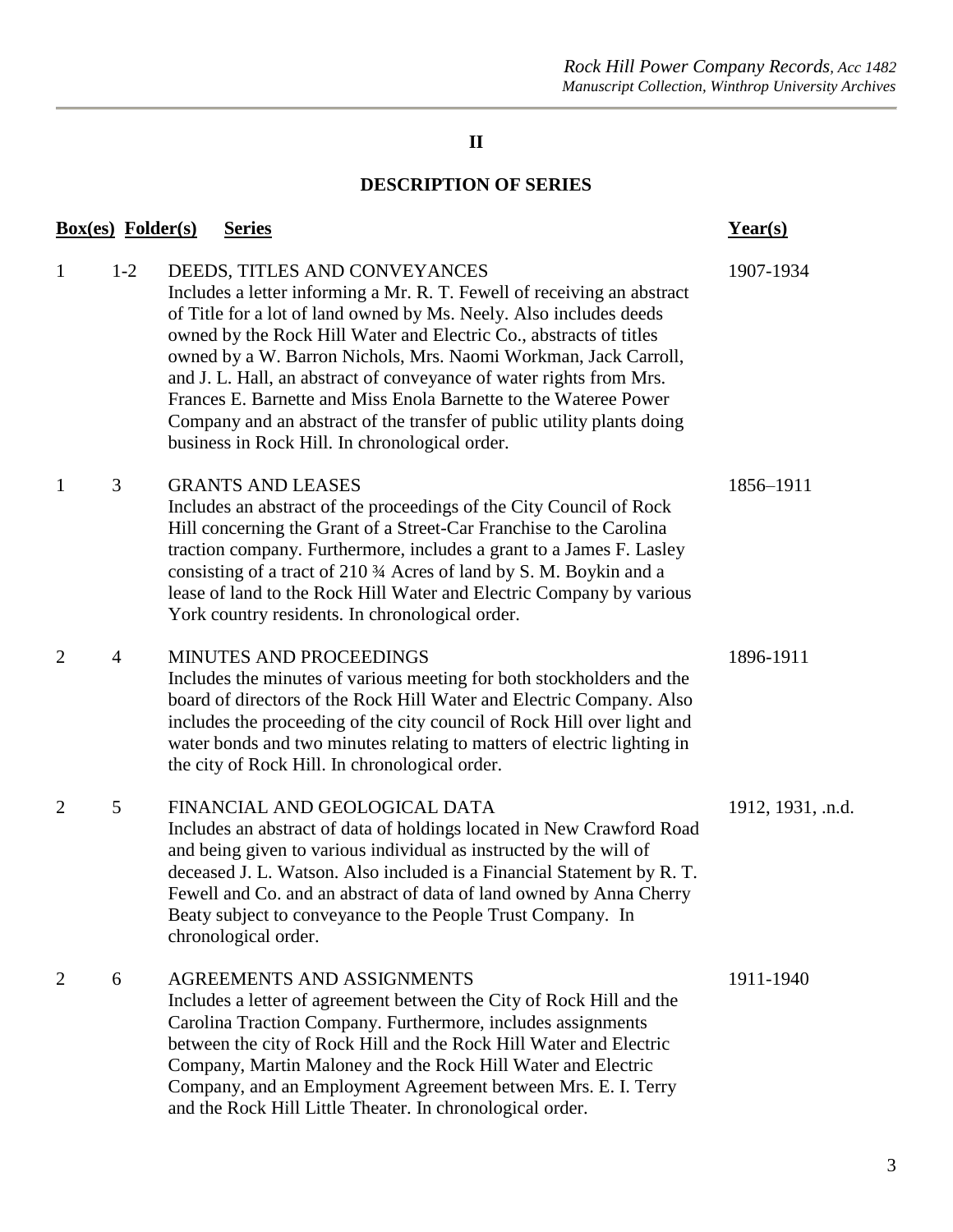# II

## DESCRIPTION OF SERIES

| Box(es) | Folder(s) | Series | Year(s) |
|---|---|---|---|
| 1 | 1-2 | DEEDS, TITLES AND CONVEYANCES<br>Includes a letter informing a Mr. R. T. Fewell of receiving an abstract of Title for a lot of land owned by Ms. Neely. Also includes deeds owned by the Rock Hill Water and Electric Co., abstracts of titles owned by a W. Barron Nichols, Mrs. Naomi Workman, Jack Carroll, and J. L. Hall, an abstract of conveyance of water rights from Mrs. Frances E. Barnette and Miss Enola Barnette to the Wateree Power Company and an abstract of the transfer of public utility plants doing business in Rock Hill. In chronological order. | 1907-1934 |
| 1 | 3 | GRANTS AND LEASES<br>Includes an abstract of the proceedings of the City Council of Rock Hill concerning the Grant of a Street-Car Franchise to the Carolina traction company. Furthermore, includes a grant to a James F. Lasley consisting of a tract of 210 ¾ Acres of land by S. M. Boykin and a lease of land to the Rock Hill Water and Electric Company by various York country residents. In chronological order. | 1856–1911 |
| 2 | 4 | MINUTES AND PROCEEDINGS<br>Includes the minutes of various meeting for both stockholders and the board of directors of the Rock Hill Water and Electric Company. Also includes the proceeding of the city council of Rock Hill over light and water bonds and two minutes relating to matters of electric lighting in the city of Rock Hill. In chronological order. | 1896-1911 |
| 2 | 5 | FINANCIAL AND GEOLOGICAL DATA<br>Includes an abstract of data of holdings located in New Crawford Road and being given to various individual as instructed by the will of deceased J. L. Watson. Also included is a Financial Statement by R. T. Fewell and Co. and an abstract of data of land owned by Anna Cherry Beaty subject to conveyance to the People Trust Company. In chronological order. | 1912, 1931, .n.d. |
| 2 | 6 | AGREEMENTS AND ASSIGNMENTS<br>Includes a letter of agreement between the City of Rock Hill and the Carolina Traction Company. Furthermore, includes assignments between the city of Rock Hill and the Rock Hill Water and Electric Company, Martin Maloney and the Rock Hill Water and Electric Company, and an Employment Agreement between Mrs. E. I. Terry and the Rock Hill Little Theater. In chronological order. | 1911-1940 |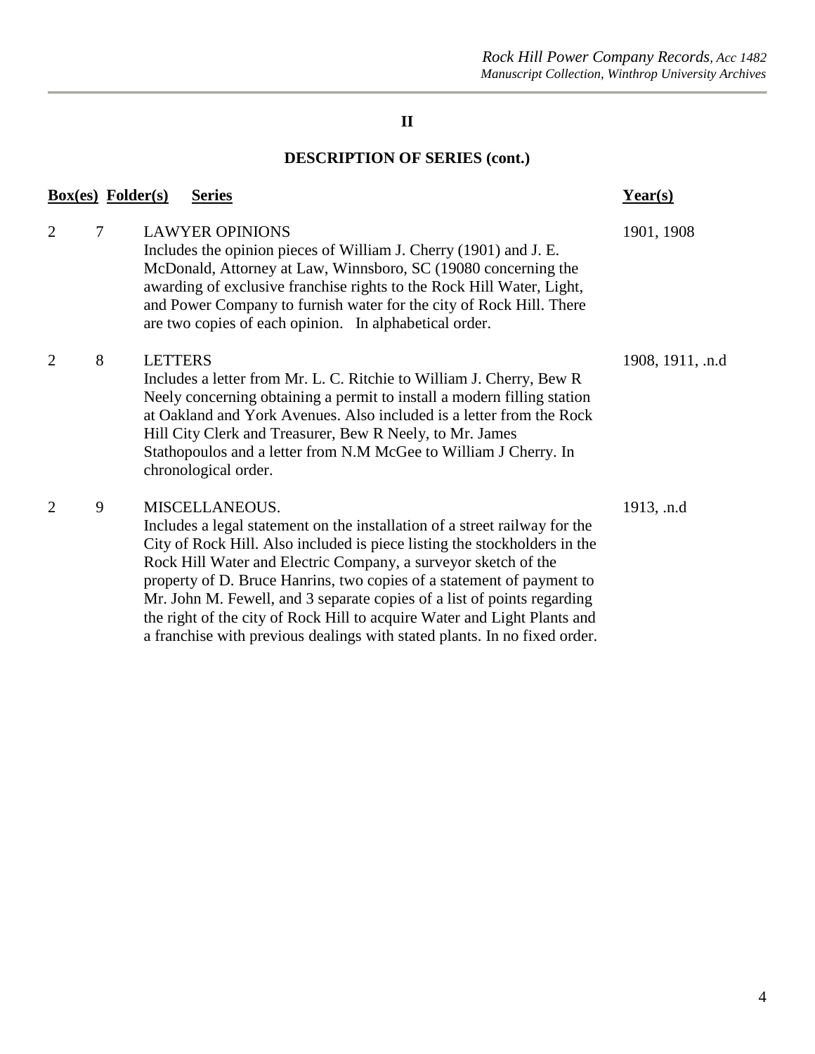## II

## DESCRIPTION OF SERIES (cont.)

| Box(es) | Folder(s) | Series | Year(s) |
|---|---|---|---|
| 2 | 7 | LAWYER OPINIONS<br>Includes the opinion pieces of William J. Cherry (1901) and J. E. McDonald, Attorney at Law, Winnsboro, SC (19080 concerning the awarding of exclusive franchise rights to the Rock Hill Water, Light, and Power Company to furnish water for the city of Rock Hill. There are two copies of each opinion. In alphabetical order. | 1901, 1908 |
| 2 | 8 | LETTERS<br>Includes a letter from Mr. L. C. Ritchie to William J. Cherry, Bew R Neely concerning obtaining a permit to install a modern filling station at Oakland and York Avenues. Also included is a letter from the Rock Hill City Clerk and Treasurer, Bew R Neely, to Mr. James Stathopoulos and a letter from N.M McGee to William J Cherry. In chronological order. | 1908, 1911, .n.d |
| 2 | 9 | MISCELLANEOUS.<br>Includes a legal statement on the installation of a street railway for the City of Rock Hill. Also included is piece listing the stockholders in the Rock Hill Water and Electric Company, a surveyor sketch of the property of D. Bruce Hanrins, two copies of a statement of payment to Mr. John M. Fewell, and 3 separate copies of a list of points regarding the right of the city of Rock Hill to acquire Water and Light Plants and a franchise with previous dealings with stated plants. In no fixed order. | 1913, .n.d |